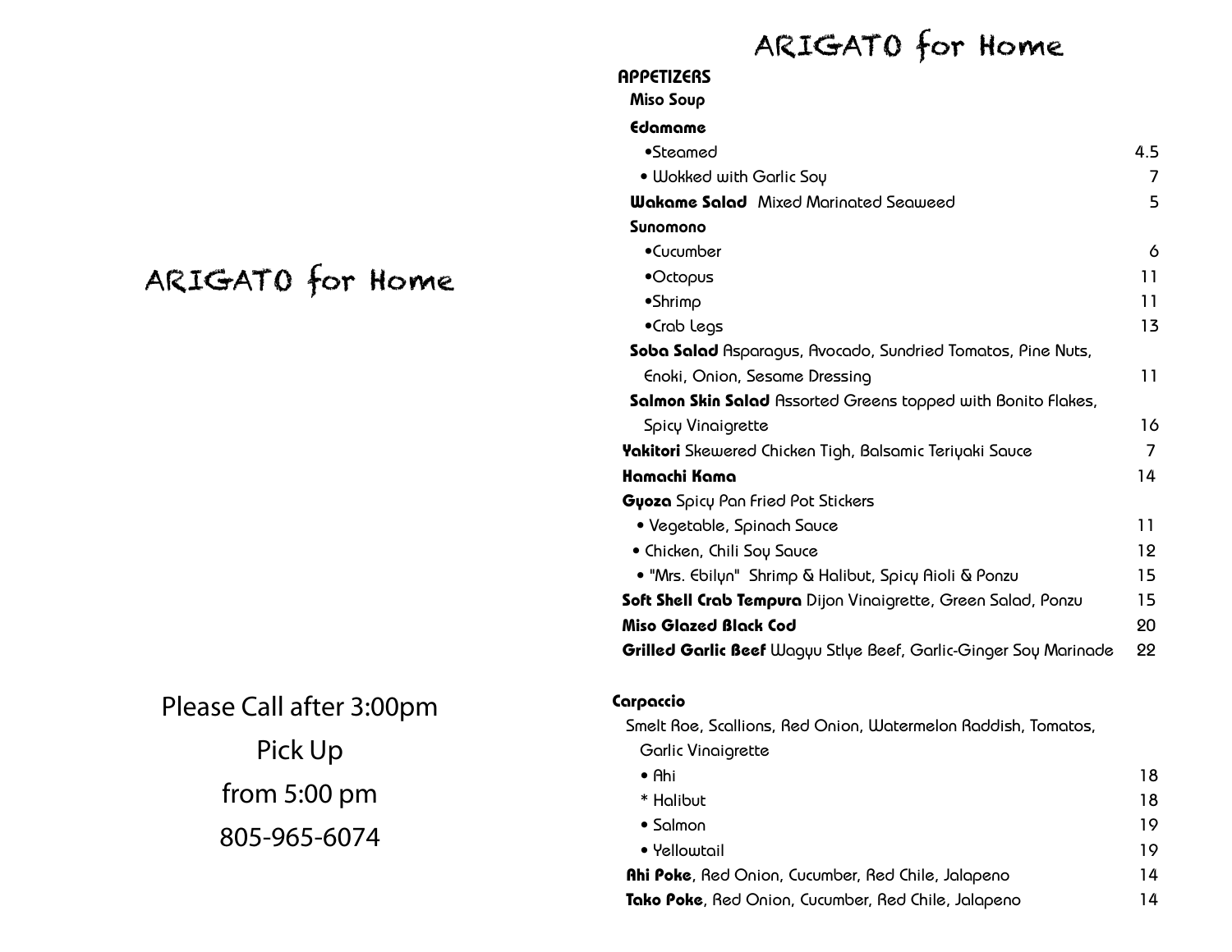# ARIGATO for Home

Please Call after 3:00pm

Pick Up

from 5:00 pm

805-965-6074

# ARIGATO for Home

## APPETIZERS

**Miso Soup**

**Edamame**

- Steamed 4.5
- Wokked with Garlic Soy 7

**Wakame Salad** Mixed Marinated Seaweed 5

**Sunomono**

- Cucumber 6
- Octopus 11
- Shrimp 11
- Crab Legs 13

**Soba Salad** Asparagus, Avocado, Sundried Tomatos, Pine Nuts, Enoki, Onion, Sesame Dressing 11

**Salmon Skin Salad** Assorted Greens topped with Bonito Flakes, Spicy Vinaigrette 16

**Yakitori** Skewered Chicken Tigh, Balsamic Teriyaki Sauce 7

**Hamachi Kama** 14

**Gyoza** Spicy Pan Fried Pot Stickers

- Vegetable, Spinach Sauce 11
- Chicken, Chili Soy Sauce 12
- "Mrs. Ebilyn" Shrimp & Halibut, Spicy Aioli & Ponzu 15

**Soft Shell Crab Tempura** Dijon Vinaigrette, Green Salad, Ponzu 15

**Miso Glazed Black Cod** 20

**Grilled Garlic Beef** Wagyu Stlye Beef, Garlic-Ginger Soy Marinade 22

## Carpaccio

Smelt Roe, Scallions, Red Onion, Watermelon Raddish, Tomatos, Garlic Vinaigrette

- Ahi 18
- * Halibut 18
- Salmon 19
- Yellowtail 19

**Ahi Poke**, Red Onion, Cucumber, Red Chile, Jalapeno 14

**Tako Poke**, Red Onion, Cucumber, Red Chile, Jalapeno 14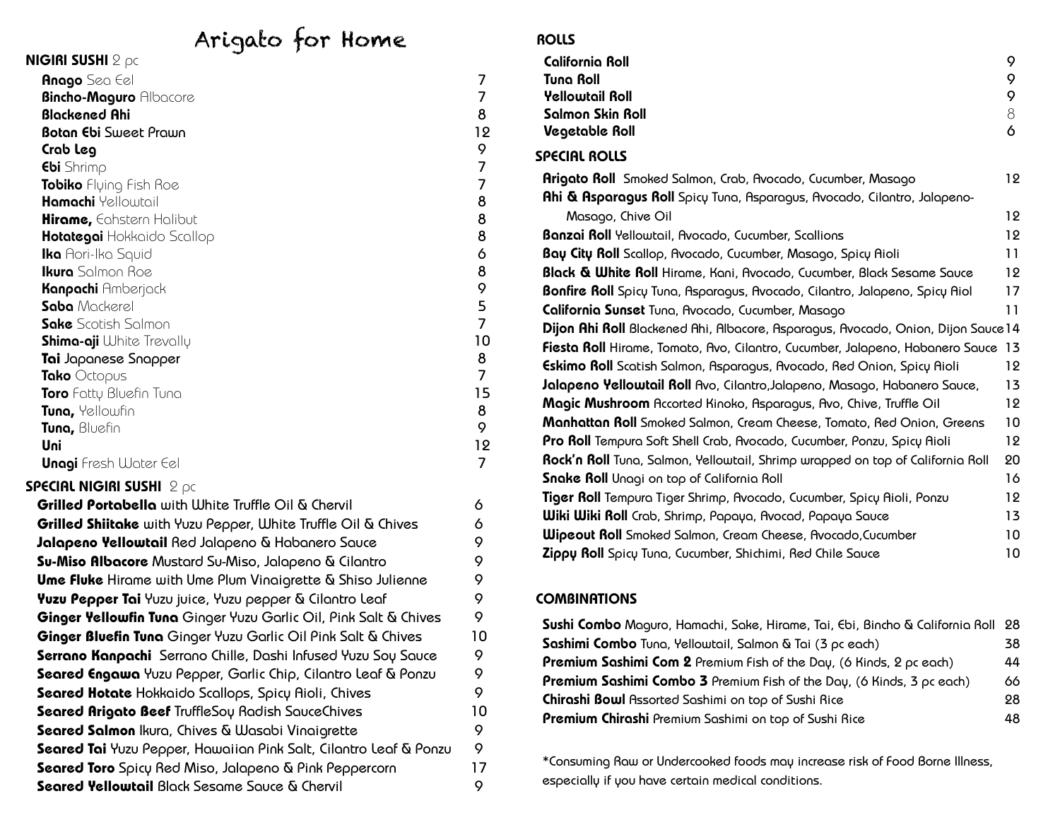# Arigato for Home

## NIGIRI SUSHI 2 pc

| Item | Price |
|---|---|
| **Anago** Sea Eel | 7 |
| **Bincho-Maguro** Albacore | 7 |
| **Blackened Ahi** | 8 |
| **Botan Ebi** Sweet Prawn | 12 |
| **Crab Leg** | 9 |
| **Ebi** Shrimp | 7 |
| **Tobiko** Flying Fish Roe | 7 |
| **Hamachi** Yellowtail | 8 |
| **Hirame,** Eahstern Halibut | 8 |
| **Hotategai** Hokkaido Scallop | 8 |
| **Ika** Aori-Ika Squid | 6 |
| **Ikura** Salmon Roe | 8 |
| **Kanpachi** Amberjack | 9 |
| **Saba** Mackerel | 5 |
| **Sake** Scotish Salmon | 7 |
| **Shima-aji** White Trevally | 10 |
| **Tai** Japanese Snapper | 8 |
| **Tako** Octopus | 7 |
| **Toro** Fatty Bluefin Tuna | 15 |
| **Tuna,** Yellowfin | 8 |
| **Tuna,** Bluefin | 9 |
| **Uni** | 12 |
| **Unagi** Fresh Water Eel | 7 |

## SPECIAL NIGIRI SUSHI 2 pc

| Item | Price |
|---|---|
| **Grilled Portabella** with White Truffle Oil & Chervil | 6 |
| **Grilled Shiitake** with Yuzu Pepper, White Truffle Oil & Chives | 6 |
| **Jalapeno Yellowtail** Red Jalapeno & Habanero Sauce | 9 |
| **Su-Miso Albacore** Mustard Su-Miso, Jalapeno & Cilantro | 9 |
| **Ume Fluke** Hirame with Ume Plum Vinaigrette & Shiso Julienne | 9 |
| **Yuzu Pepper Tai** Yuzu juice, Yuzu pepper & Cilantro Leaf | 9 |
| **Ginger Yellowfin Tuna** Ginger Yuzu Garlic Oil, Pink Salt & Chives | 9 |
| **Ginger Bluefin Tuna** Ginger Yuzu Garlic Oil Pink Salt & Chives | 10 |
| **Serrano Kanpachi** Serrano Chille, Dashi Infused Yuzu Soy Sauce | 9 |
| **Seared Engawa** Yuzu Pepper, Garlic Chip, Cilantro Leaf & Ponzu | 9 |
| **Seared Hotate** Hokkaido Scallops, Spicy Aioli, Chives | 9 |
| **Seared Arigato Beef** TruffleSoy Radish SauceChives | 10 |
| **Seared Salmon** Ikura, Chives & Wasabi Vinaigrette | 9 |
| **Seared Tai** Yuzu Pepper, Hawaiian Pink Salt, Cilantro Leaf & Ponzu | 9 |
| **Seared Toro** Spicy Red Miso, Jalapeno & Pink Peppercorn | 17 |
| **Seared Yellowtail** Black Sesame Sauce & Chervil | 9 |

## ROLLS

| Item | Price |
|---|---|
| **California Roll** | 9 |
| **Tuna Roll** | 9 |
| **Yellowtail Roll** | 9 |
| **Salmon Skin Roll** | 8 |
| **Vegetable Roll** | 6 |

## SPECIAL ROLLS

| Item | Price |
|---|---|
| **Arigato Roll** Smoked Salmon, Crab, Avocado, Cucumber, Masago | 12 |
| **Ahi & Asparagus Roll** Spicy Tuna, Asparagus, Avocado, Cilantro, Jalapeno-Masago, Chive Oil | 12 |
| **Banzai Roll** Yellowtail, Avocado, Cucumber, Scallions | 12 |
| **Bay City Roll** Scallop, Avocado, Cucumber, Masago, Spicy Aioli | 11 |
| **Black & White Roll** Hirame, Kani, Avocado, Cucumber, Black Sesame Sauce | 12 |
| **Bonfire Roll** Spicy Tuna, Asparagus, Avocado, Cilantro, Jalapeno, Spicy Aiol | 17 |
| **California Sunset** Tuna, Avocado, Cucumber, Masago | 11 |
| **Dijon Ahi Roll** Blackened Ahi, Albacore, Asparagus, Avocado, Onion, Dijon Sauce | 14 |
| **Fiesta Roll** Hirame, Tomato, Avo, Cilantro, Cucumber, Jalapeno, Habanero Sauce | 13 |
| **Eskimo Roll** Scatish Salmon, Asparagus, Avocado, Red Onion, Spicy Aioli | 12 |
| **Jalapeno Yellowtail Roll** Avo, Cilantro,Jalapeno, Masago, Habanero Sauce, | 13 |
| **Magic Mushroom** Accorted Kinoko, Asparagus, Avo, Chive, Truffle Oil | 12 |
| **Manhattan Roll** Smoked Salmon, Cream Cheese, Tomato, Red Onion, Greens | 10 |
| **Pro Roll** Tempura Soft Shell Crab, Avocado, Cucumber, Ponzu, Spicy Aioli | 12 |
| **Rock'n Roll** Tuna, Salmon, Yellowtail, Shrimp wrapped on top of California Roll | 20 |
| **Snake Roll** Unagi on top of California Roll | 16 |
| **Tiger Roll** Tempura Tiger Shrimp, Avocado, Cucumber, Spicy Aioli, Ponzu | 12 |
| **Wiki Wiki Roll** Crab, Shrimp, Papaya, Avocad, Papaya Sauce | 13 |
| **Wipeout Roll** Smoked Salmon, Cream Cheese, Avocado,Cucumber | 10 |
| **Zippy Roll** Spicy Tuna, Cucumber, Shichimi, Red Chile Sauce | 10 |

## COMBINATIONS

| Item | Price |
|---|---|
| **Sushi Combo** Maguro, Hamachi, Sake, Hirame, Tai, Ebi, Bincho & California Roll | 28 |
| **Sashimi Combo** Tuna, Yellowtail, Salmon & Tai (3 pc each) | 38 |
| **Premium Sashimi Com 2** Premium Fish of the Day, (6 Kinds, 2 pc each) | 44 |
| **Premium Sashimi Combo 3** Premium Fish of the Day, (6 Kinds, 3 pc each) | 66 |
| **Chirashi Bowl** Assorted Sashimi on top of Sushi Rice | 28 |
| **Premium Chirashi** Premium Sashimi on top of Sushi Rice | 48 |

*Consuming Raw or Undercooked foods may increase risk of Food Borne Illness, especially if you have certain medical conditions.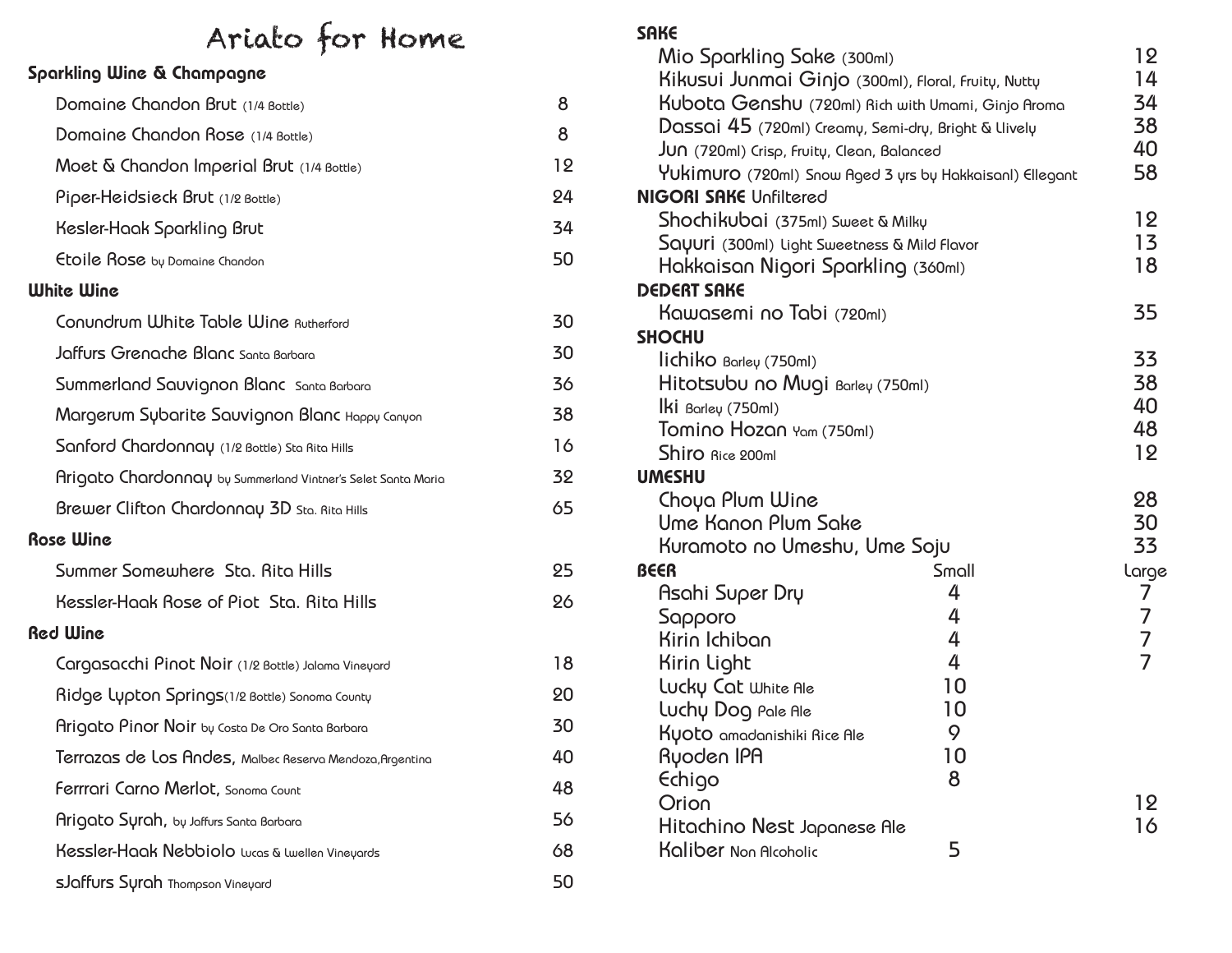# Ariato for Home

## Sparkling Wine & Champagne

| | |
|---|---|
| Domaine Chandon Brut (1/4 Bottle) | 8 |
| Domaine Chandon Rose (1/4 Bottle) | 8 |
| Moet & Chandon Imperial Brut (1/4 Bottle) | 12 |
| Piper-Heidsieck Brut (1/2 Bottle) | 24 |
| Kesler-Haak Sparkling Brut | 34 |
| Etoile Rose by Domaine Chandon | 50 |

## White Wine

| | |
|---|---|
| Conundrum White Table Wine Rutherford | 30 |
| Jaffurs Grenache Blanc Santa Barbara | 30 |
| Summerland Sauvignon Blanc Santa Barbara | 36 |
| Margerum Sybarite Sauvignon Blanc Happy Canyon | 38 |
| Sanford Chardonnay (1/2 Bottle) Sta Rita Hills | 16 |
| Arigato Chardonnay by Summerland Vintner's Selet Santa Maria | 32 |
| Brewer Clifton Chardonnay 3D Sta. Rita Hills | 65 |

## Rose Wine

| | |
|---|---|
| Summer Somewhere Sta. Rita Hills | 25 |
| Kessler-Haak Rose of Piot Sta. Rita Hills | 26 |

## Red Wine

| | |
|---|---|
| Cargasacchi Pinot Noir (1/2 Bottle) Jalama Vineyard | 18 |
| Ridge Lypton Springs(1/2 Bottle) Sonoma County | 20 |
| Arigato Pinor Noir by Costa De Oro Santa Barbara | 30 |
| Terrazas de Los Andes, Malbec Reserva Mendoza,Argentina | 40 |
| Ferrrari Carno Merlot, Sonoma Count | 48 |
| Arigato Syrah, by Jaffurs Santa Barbara | 56 |
| Kessler-Haak Nebbiolo Lucas & Lwellen Vineyards | 68 |
| sJaffurs Syrah Thompson Vineyard | 50 |

## SAKE

| | |
|---|---|
| Mio Sparkling Sake (300ml) | 12 |
| Kikusui Junmai Ginjo (300ml), Floral, Fruity, Nutty | 14 |
| Kubota Genshu (720ml) Rich with Umami, Ginjo Aroma | 34 |
| Dassai 45 (720ml) Creamy, Semi-dry, Bright & Llively | 38 |
| Jun (720ml) Crisp, Fruity, Clean, Balanced | 40 |
| Yukimuro (720ml) Snow Aged 3 yrs by Hakkaisanl) Ellegant | 58 |

## NIGORI SAKE Unfiltered

| | |
|---|---|
| Shochikubai (375ml) Sweet & Milky | 12 |
| Sayuri (300ml) Light Sweetness & Mild Flavor | 13 |
| Hakkaisan Nigori Sparkling (360ml) | 18 |

## DEDERT SAKE

| | |
|---|---|
| Kawasemi no Tabi (720ml) | 35 |

## SHOCHU

| | |
|---|---|
| Iichiko Barley (750ml) | 33 |
| Hitotsubu no Mugi Barley (750ml) | 38 |
| Iki Barley (750ml) | 40 |
| Tomino Hozan Yam (750ml) | 48 |
| Shiro Rice 200ml | 12 |

## UMESHU

| | |
|---|---|
| Choya Plum Wine | 28 |
| Ume Kanon Plum Sake | 30 |
| Kuramoto no Umeshu, Ume Soju | 33 |

## BEER

| | Small | Large |
|---|---|---|
| Asahi Super Dry | 4 | 7 |
| Sapporo | 4 | 7 |
| Kirin Ichiban | 4 | 7 |
| Kirin Light | 4 | 7 |
| Lucky Cat White Ale | 10 | |
| Luchy Dog Pale Ale | 10 | |
| Kyoto amadanishiki Rice Ale | 9 | |
| Ryoden IPA | 10 | |
| Echigo | 8 | |
| Orion | | 12 |
| Hitachino Nest Japanese Ale | | 16 |
| Kaliber Non Alcoholic | 5 | |